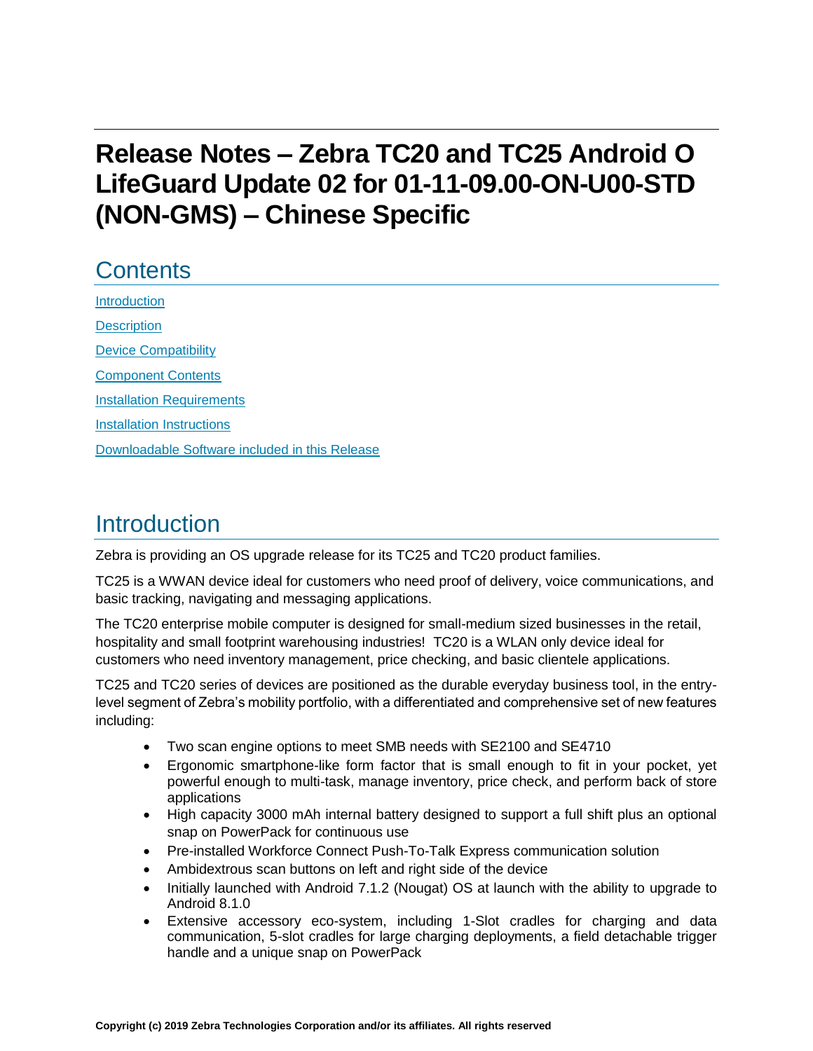# Release Notes – Zebra TC20 and TC25 Android O LifeGuard Update 02 for 01-11-09.00-ON-U00-STD (NON-GMS) – Chinese Specific

## Contents

[Introduction](#introduction)

[Description](#description)

[Device Compatibility](#device-compatibility)

[Component Contents](#component-contents)

[Installation Requirements](#installation-requirements)

[Installation Instructions](#installation-instructions)

[Downloadable Software included in this Release](#downloadable-software-included-in-this-release)

## Introduction

Zebra is providing an OS upgrade release for its TC25 and TC20 product families.

TC25 is a WWAN device ideal for customers who need proof of delivery, voice communications, and basic tracking, navigating and messaging applications.

The TC20 enterprise mobile computer is designed for small-medium sized businesses in the retail, hospitality and small footprint warehousing industries! TC20 is a WLAN only device ideal for customers who need inventory management, price checking, and basic clientele applications.

TC25 and TC20 series of devices are positioned as the durable everyday business tool, in the entry-level segment of Zebra's mobility portfolio, with a differentiated and comprehensive set of new features including:

- Two scan engine options to meet SMB needs with SE2100 and SE4710
- Ergonomic smartphone-like form factor that is small enough to fit in your pocket, yet powerful enough to multi-task, manage inventory, price check, and perform back of store applications
- High capacity 3000 mAh internal battery designed to support a full shift plus an optional snap on PowerPack for continuous use
- Pre-installed Workforce Connect Push-To-Talk Express communication solution
- Ambidextrous scan buttons on left and right side of the device
- Initially launched with Android 7.1.2 (Nougat) OS at launch with the ability to upgrade to Android 8.1.0
- Extensive accessory eco-system, including 1-Slot cradles for charging and data communication, 5-slot cradles for large charging deployments, a field detachable trigger handle and a unique snap on PowerPack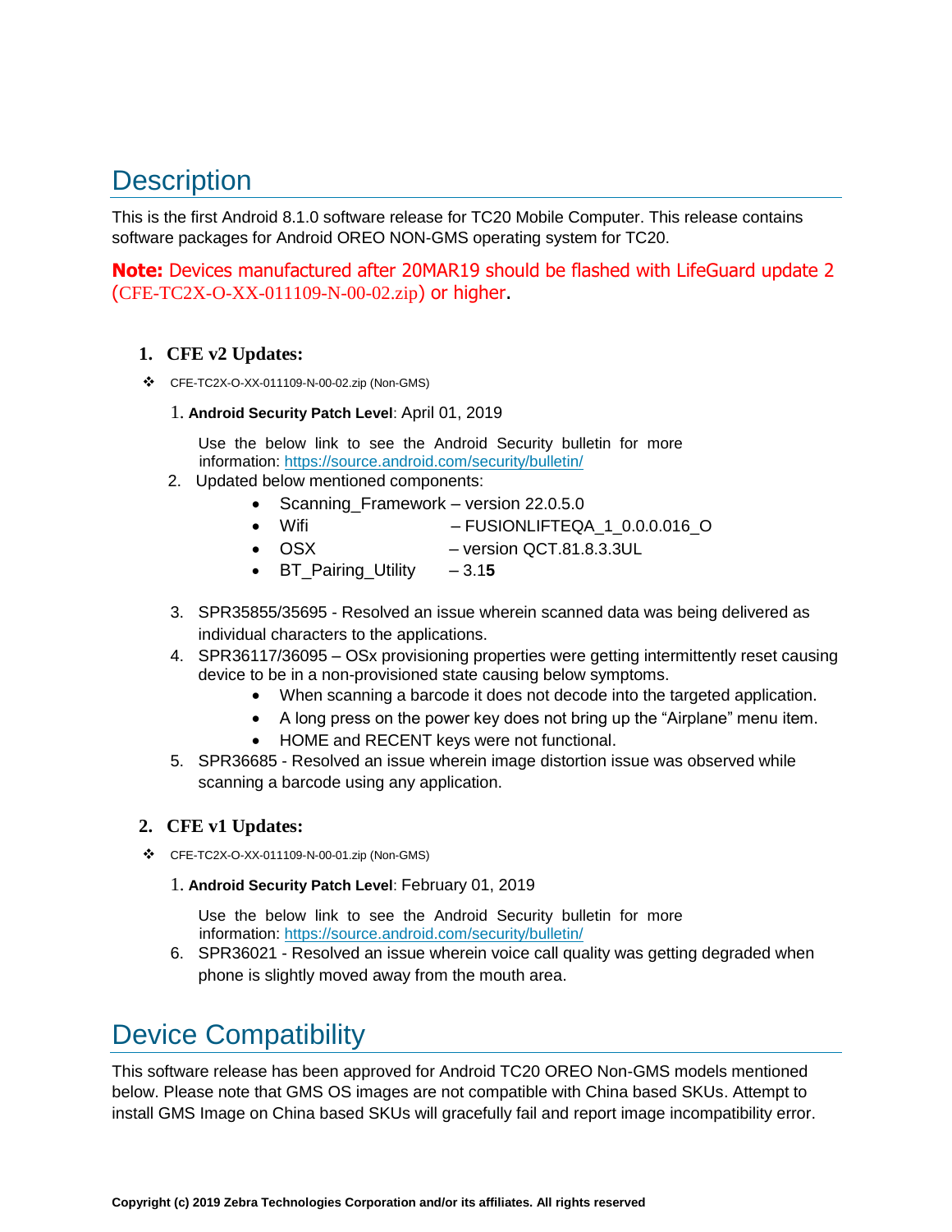# Description

This is the first Android 8.1.0 software release for TC20 Mobile Computer. This release contains software packages for Android OREO NON-GMS operating system for TC20.

**Note:** Devices manufactured after 20MAR19 should be flashed with LifeGuard update 2 (CFE-TC2X-O-XX-011109-N-00-02.zip) or higher.

## 1. CFE v2 Updates:

- CFE-TC2X-O-XX-011109-N-00-02.zip (Non-GMS)

  1. **Android Security Patch Level**: April 01, 2019

     Use the below link to see the Android Security bulletin for more information: https://source.android.com/security/bulletin/

  2. Updated below mentioned components:
     - Scanning_Framework – version 22.0.5.0
     - Wifi – FUSIONLIFTEQA_1_0.0.0.016_O
     - OSX – version QCT.81.8.3.3UL
     - BT_Pairing_Utility – 3.1**5**

  3. SPR35855/35695 - Resolved an issue wherein scanned data was being delivered as individual characters to the applications.
  4. SPR36117/36095 – OSx provisioning properties were getting intermittently reset causing device to be in a non-provisioned state causing below symptoms.
     - When scanning a barcode it does not decode into the targeted application.
     - A long press on the power key does not bring up the "Airplane" menu item.
     - HOME and RECENT keys were not functional.
  5. SPR36685 - Resolved an issue wherein image distortion issue was observed while scanning a barcode using any application.

## 2. CFE v1 Updates:

- CFE-TC2X-O-XX-011109-N-00-01.zip (Non-GMS)

  1. **Android Security Patch Level**: February 01, 2019

     Use the below link to see the Android Security bulletin for more information: https://source.android.com/security/bulletin/

  6. SPR36021 - Resolved an issue wherein voice call quality was getting degraded when phone is slightly moved away from the mouth area.

# Device Compatibility

This software release has been approved for Android TC20 OREO Non-GMS models mentioned below. Please note that GMS OS images are not compatible with China based SKUs. Attempt to install GMS Image on China based SKUs will gracefully fail and report image incompatibility error.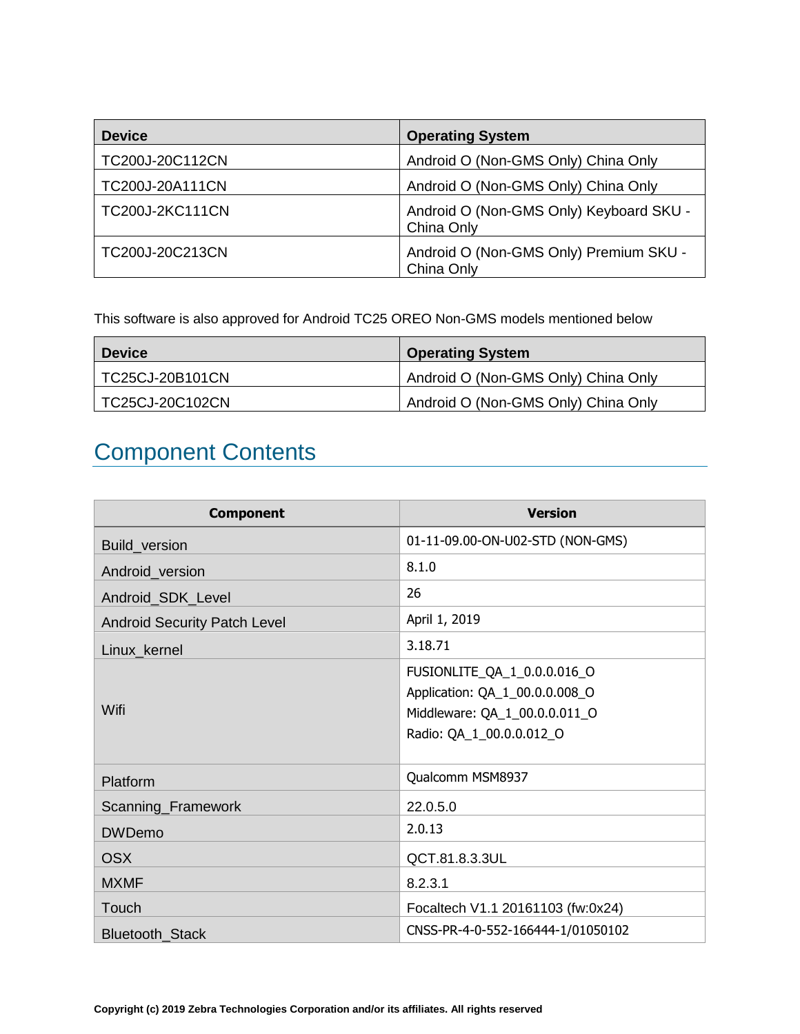| Device | Operating System |
|---|---|
| TC200J-20C112CN | Android O (Non-GMS Only) China Only |
| TC200J-20A111CN | Android O (Non-GMS Only) China Only |
| TC200J-2KC111CN | Android O (Non-GMS Only) Keyboard SKU - China Only |
| TC200J-20C213CN | Android O (Non-GMS Only) Premium SKU - China Only |

This software is also approved for Android TC25 OREO Non-GMS models mentioned below

| Device | Operating System |
|---|---|
| TC25CJ-20B101CN | Android O (Non-GMS Only) China Only |
| TC25CJ-20C102CN | Android O (Non-GMS Only) China Only |

## Component Contents

| Component | Version |
|---|---|
| Build_version | 01-11-09.00-ON-U02-STD (NON-GMS) |
| Android_version | 8.1.0 |
| Android_SDK_Level | 26 |
| Android Security Patch Level | April 1, 2019 |
| Linux_kernel | 3.18.71 |
| Wifi | FUSIONLITE_QA_1_0.0.0.016_O<br>Application: QA_1_00.0.0.008_O<br>Middleware: QA_1_00.0.0.011_O<br>Radio: QA_1_00.0.0.012_O |
| Platform | Qualcomm MSM8937 |
| Scanning_Framework | 22.0.5.0 |
| DWDemo | 2.0.13 |
| OSX | QCT.81.8.3.3UL |
| MXMF | 8.2.3.1 |
| Touch | Focaltech V1.1 20161103 (fw:0x24) |
| Bluetooth_Stack | CNSS-PR-4-0-552-166444-1/01050102 |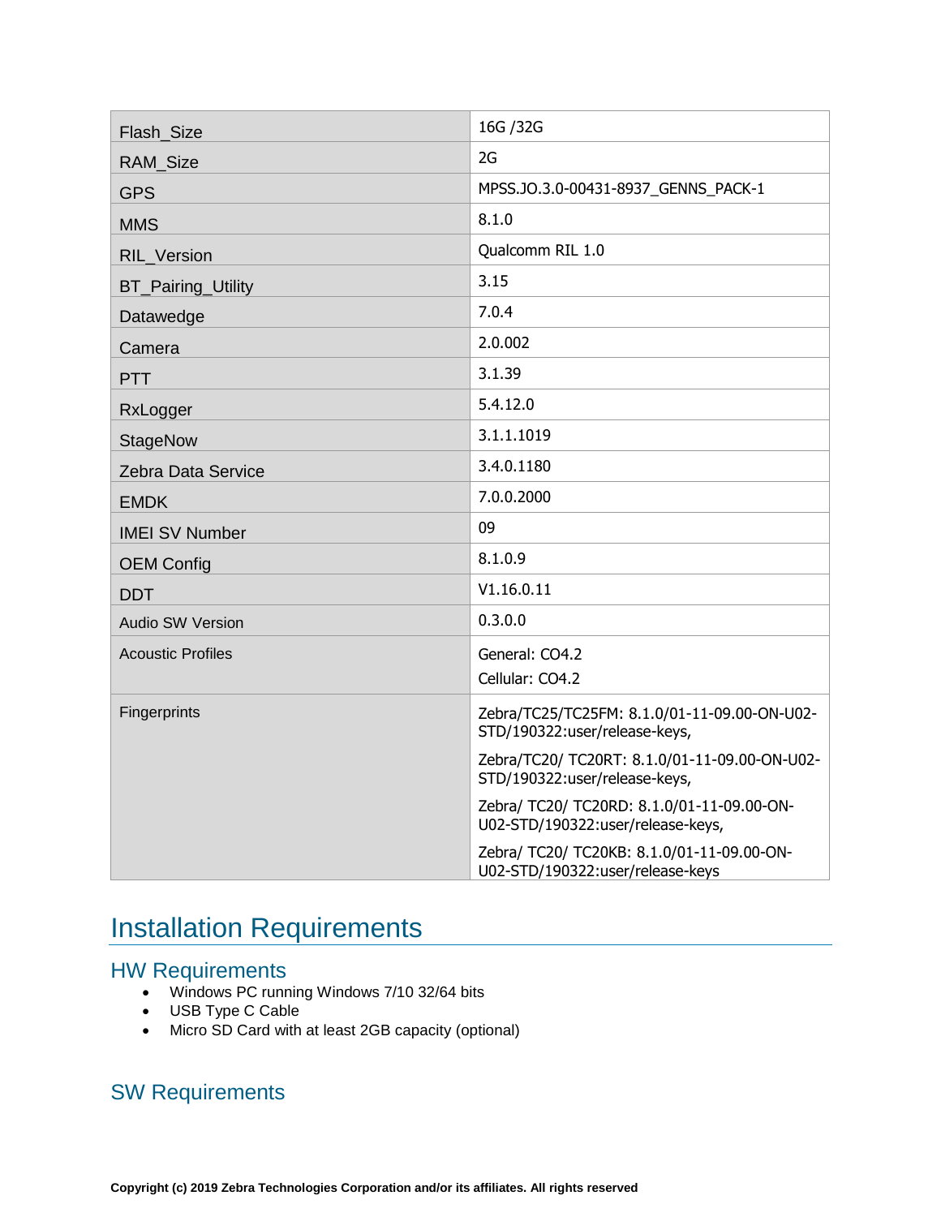| Flash_Size | 16G /32G |
| --- | --- |
| RAM_Size | 2G |
| GPS | MPSS.JO.3.0-00431-8937_GENNS_PACK-1 |
| MMS | 8.1.0 |
| RIL_Version | Qualcomm RIL 1.0 |
| BT_Pairing_Utility | 3.15 |
| Datawedge | 7.0.4 |
| Camera | 2.0.002 |
| PTT | 3.1.39 |
| RxLogger | 5.4.12.0 |
| StageNow | 3.1.1.1019 |
| Zebra Data Service | 3.4.0.1180 |
| EMDK | 7.0.0.2000 |
| IMEI SV Number | 09 |
| OEM Config | 8.1.0.9 |
| DDT | V1.16.0.11 |
| Audio SW Version | 0.3.0.0 |
| Acoustic Profiles | General: CO4.2<br>Cellular: CO4.2 |
| Fingerprints | Zebra/TC25/TC25FM: 8.1.0/01-11-09.00-ON-U02-STD/190322:user/release-keys,<br>Zebra/TC20/ TC20RT: 8.1.0/01-11-09.00-ON-U02-STD/190322:user/release-keys,<br>Zebra/ TC20/ TC20RD: 8.1.0/01-11-09.00-ON-U02-STD/190322:user/release-keys,<br>Zebra/ TC20/ TC20KB: 8.1.0/01-11-09.00-ON-U02-STD/190322:user/release-keys |

# Installation Requirements

## HW Requirements

- Windows PC running Windows 7/10 32/64 bits
- USB Type C Cable
- Micro SD Card with at least 2GB capacity (optional)

## SW Requirements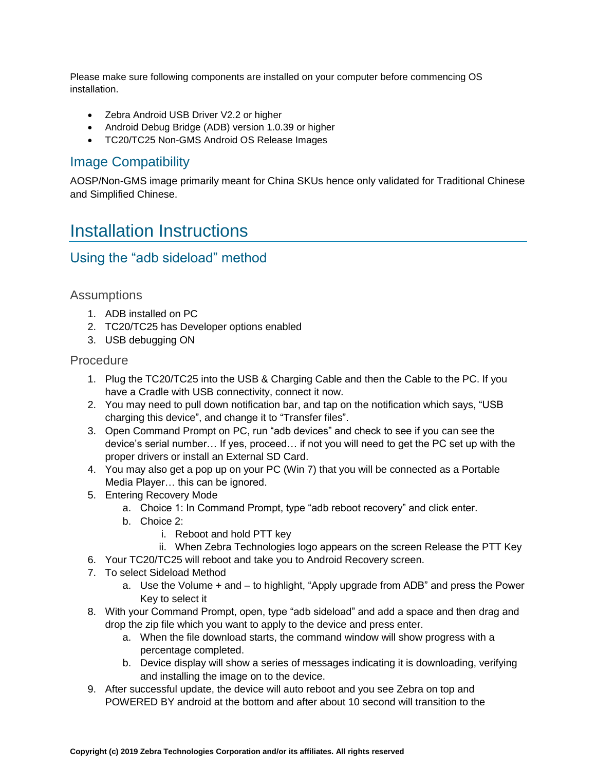Please make sure following components are installed on your computer before commencing OS installation.

- Zebra Android USB Driver V2.2 or higher
- Android Debug Bridge (ADB) version 1.0.39 or higher
- TC20/TC25 Non-GMS Android OS Release Images

## Image Compatibility

AOSP/Non-GMS image primarily meant for China SKUs hence only validated for Traditional Chinese and Simplified Chinese.

# Installation Instructions

## Using the “adb sideload” method

### Assumptions

1. ADB installed on PC
2. TC20/TC25 has Developer options enabled
3. USB debugging ON

### Procedure

1. Plug the TC20/TC25 into the USB & Charging Cable and then the Cable to the PC. If you have a Cradle with USB connectivity, connect it now.
2. You may need to pull down notification bar, and tap on the notification which says, “USB charging this device”, and change it to “Transfer files”.
3. Open Command Prompt on PC, run “adb devices” and check to see if you can see the device’s serial number… If yes, proceed… if not you will need to get the PC set up with the proper drivers or install an External SD Card.
4. You may also get a pop up on your PC (Win 7) that you will be connected as a Portable Media Player… this can be ignored.
5. Entering Recovery Mode
   a. Choice 1: In Command Prompt, type “adb reboot recovery” and click enter.
   b. Choice 2:
      i. Reboot and hold PTT key
      ii. When Zebra Technologies logo appears on the screen Release the PTT Key
6. Your TC20/TC25 will reboot and take you to Android Recovery screen.
7. To select Sideload Method
   a. Use the Volume + and – to highlight, “Apply upgrade from ADB” and press the Power Key to select it
8. With your Command Prompt, open, type “adb sideload” and add a space and then drag and drop the zip file which you want to apply to the device and press enter.
   a. When the file download starts, the command window will show progress with a percentage completed.
   b. Device display will show a series of messages indicating it is downloading, verifying and installing the image on to the device.
9. After successful update, the device will auto reboot and you see Zebra on top and POWERED BY android at the bottom and after about 10 second will transition to the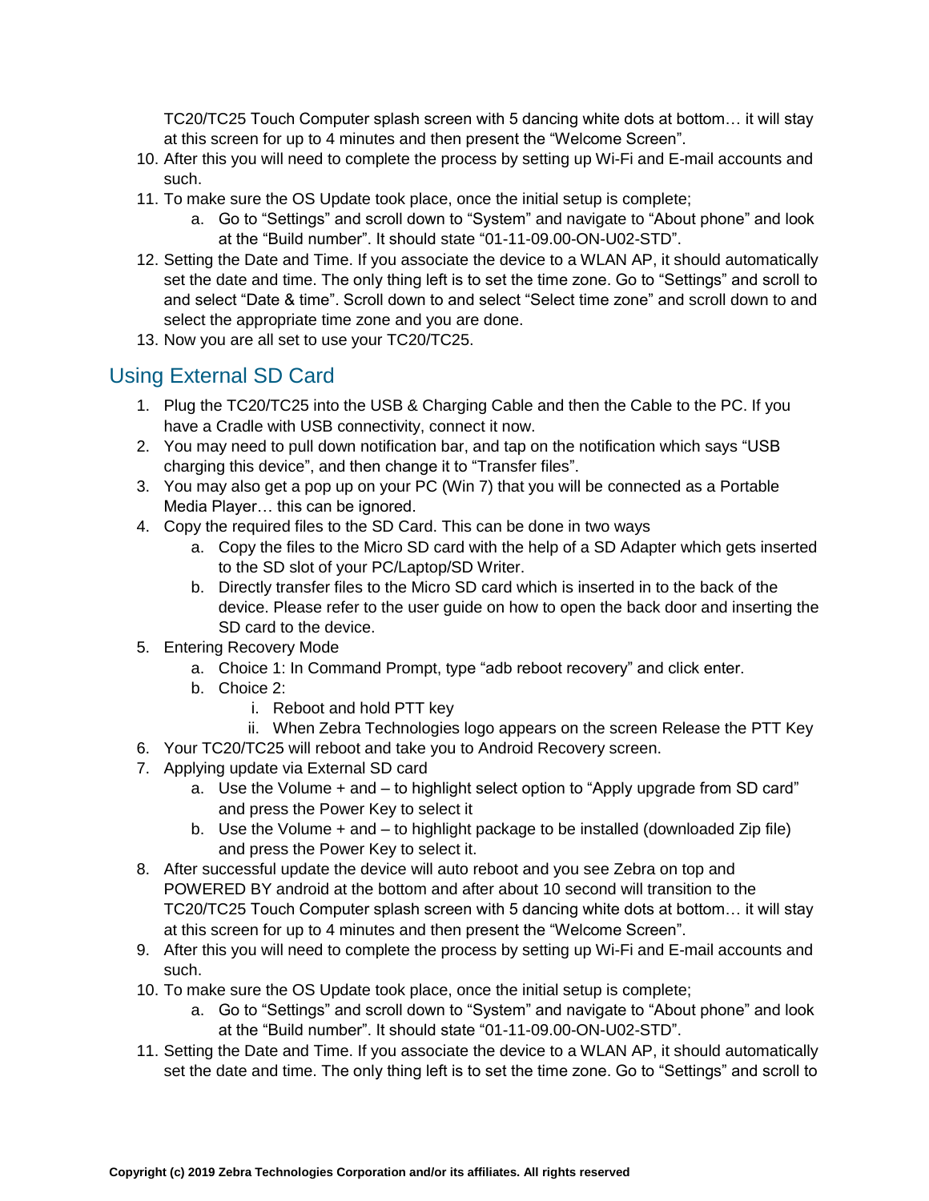TC20/TC25 Touch Computer splash screen with 5 dancing white dots at bottom… it will stay at this screen for up to 4 minutes and then present the “Welcome Screen”.

10. After this you will need to complete the process by setting up Wi-Fi and E-mail accounts and such.
11. To make sure the OS Update took place, once the initial setup is complete;
    a. Go to “Settings” and scroll down to “System” and navigate to “About phone” and look at the “Build number”. It should state “01-11-09.00-ON-U02-STD”.
12. Setting the Date and Time. If you associate the device to a WLAN AP, it should automatically set the date and time. The only thing left is to set the time zone. Go to “Settings” and scroll to and select “Date & time”. Scroll down to and select “Select time zone” and scroll down to and select the appropriate time zone and you are done.
13. Now you are all set to use your TC20/TC25.

## Using External SD Card

1. Plug the TC20/TC25 into the USB & Charging Cable and then the Cable to the PC. If you have a Cradle with USB connectivity, connect it now.
2. You may need to pull down notification bar, and tap on the notification which says “USB charging this device”, and then change it to “Transfer files”.
3. You may also get a pop up on your PC (Win 7) that you will be connected as a Portable Media Player… this can be ignored.
4. Copy the required files to the SD Card. This can be done in two ways
    a. Copy the files to the Micro SD card with the help of a SD Adapter which gets inserted to the SD slot of your PC/Laptop/SD Writer.
    b. Directly transfer files to the Micro SD card which is inserted in to the back of the device. Please refer to the user guide on how to open the back door and inserting the SD card to the device.
5. Entering Recovery Mode
    a. Choice 1: In Command Prompt, type “adb reboot recovery” and click enter.
    b. Choice 2:
        i. Reboot and hold PTT key
        ii. When Zebra Technologies logo appears on the screen Release the PTT Key
6. Your TC20/TC25 will reboot and take you to Android Recovery screen.
7. Applying update via External SD card
    a. Use the Volume + and – to highlight select option to “Apply upgrade from SD card” and press the Power Key to select it
    b. Use the Volume + and – to highlight package to be installed (downloaded Zip file) and press the Power Key to select it.
8. After successful update the device will auto reboot and you see Zebra on top and POWERED BY android at the bottom and after about 10 second will transition to the TC20/TC25 Touch Computer splash screen with 5 dancing white dots at bottom… it will stay at this screen for up to 4 minutes and then present the “Welcome Screen”.
9. After this you will need to complete the process by setting up Wi-Fi and E-mail accounts and such.
10. To make sure the OS Update took place, once the initial setup is complete;
    a. Go to “Settings” and scroll down to “System” and navigate to “About phone” and look at the “Build number”. It should state “01-11-09.00-ON-U02-STD”.
11. Setting the Date and Time. If you associate the device to a WLAN AP, it should automatically set the date and time. The only thing left is to set the time zone. Go to “Settings” and scroll to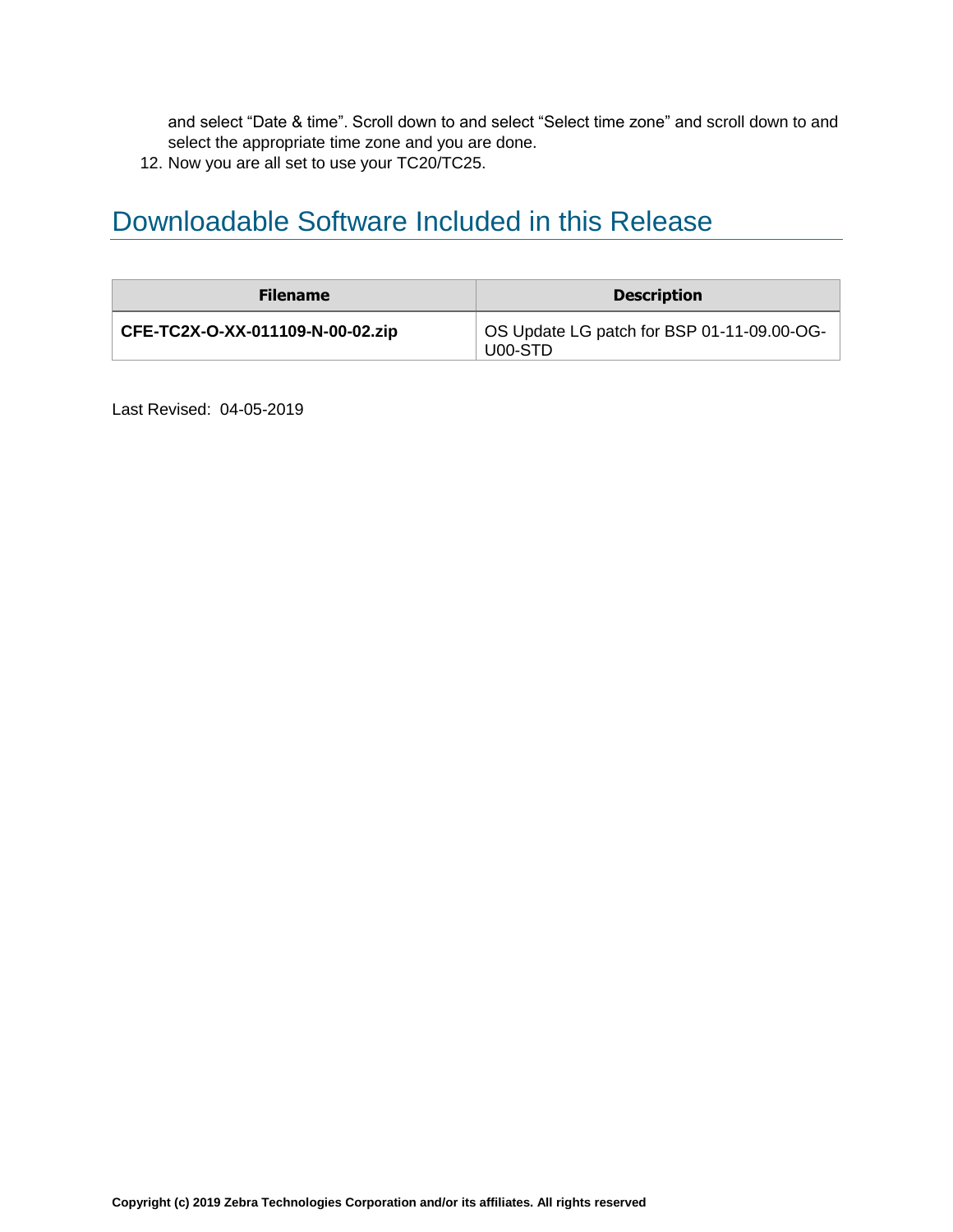and select “Date & time”. Scroll down to and select “Select time zone” and scroll down to and select the appropriate time zone and you are done.

12. Now you are all set to use your TC20/TC25.

## Downloadable Software Included in this Release

| Filename | Description |
| --- | --- |
| **CFE-TC2X-O-XX-011109-N-00-02.zip** | OS Update LG patch for BSP 01-11-09.00-OG-U00-STD |

Last Revised: 04-05-2019

**Copyright (c) 2019 Zebra Technologies Corporation and/or its affiliates. All rights reserved**